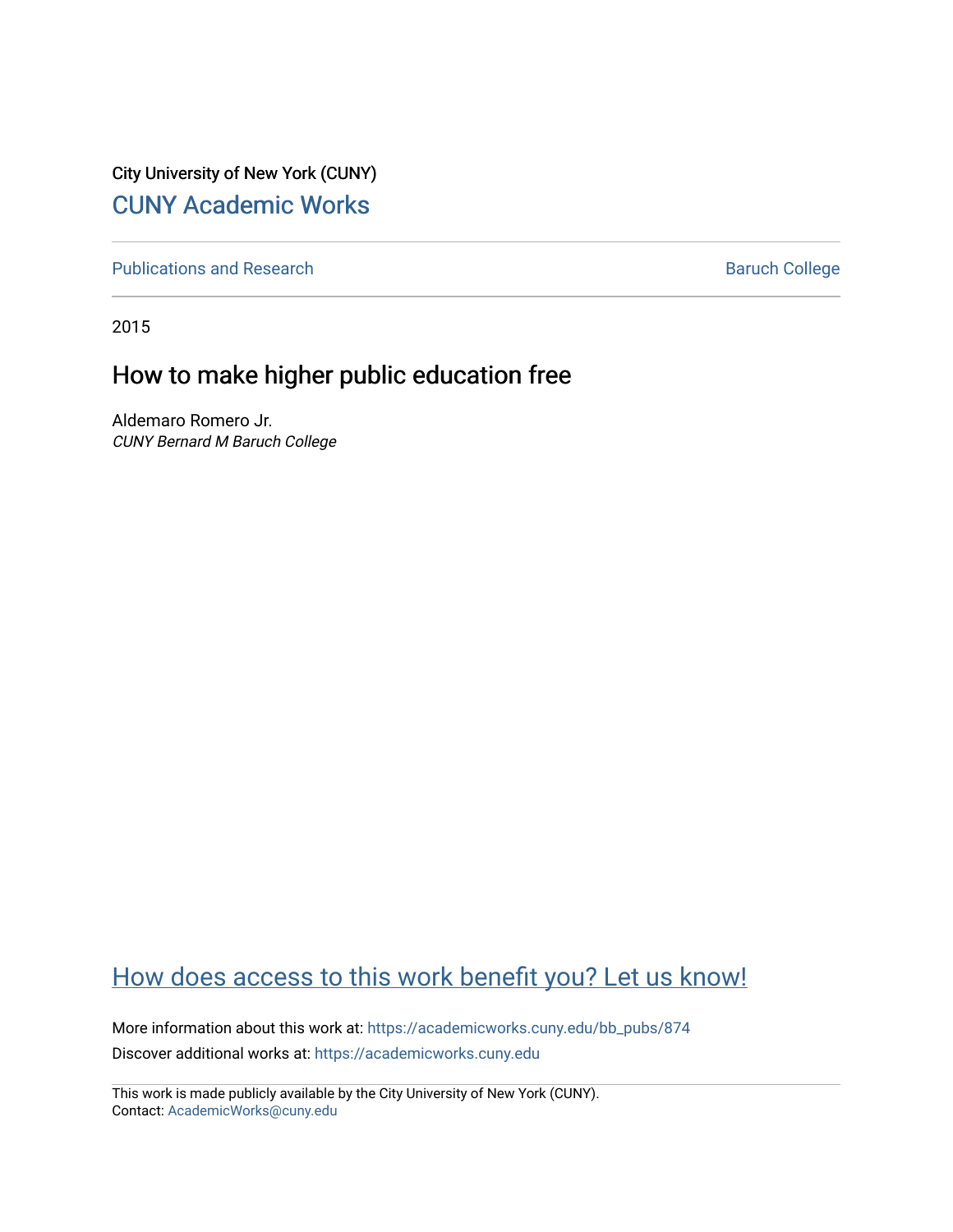City University of New York (CUNY)

CUNY Academic Works

Publications and Research

Baruch College

2015

# How to make higher public education free

Aldemaro Romero Jr.
*CUNY Bernard M Baruch College*

How does access to this work benefit you? Let us know!

More information about this work at: https://academicworks.cuny.edu/bb_pubs/874

Discover additional works at: https://academicworks.cuny.edu

This work is made publicly available by the City University of New York (CUNY).
Contact: AcademicWorks@cuny.edu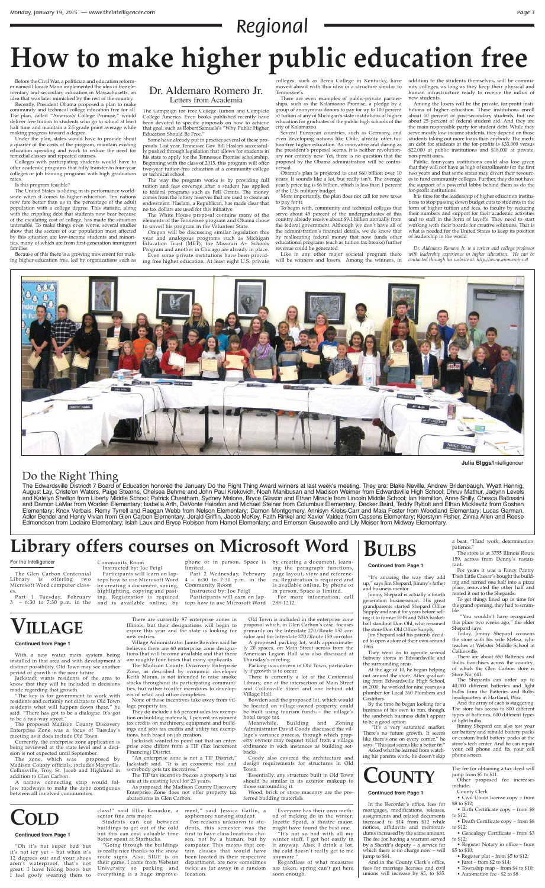# Regional

# How to make higher public education free

## Dr. Aldemaro Romero Jr.
Letters from Academia

Before the Civil War, a politician and education reformer named Horace Mann implemented the idea of free elementary and secondary education in Massachusetts, an idea that was later mimicked by the rest of the country.

Recently, President Obama proposed a plan to make community and technical college education free for all. The plan, called "America's College Promise," would deliver free tuition to students who go to school at least half time and maintain a 2.5 grade point average while making progress toward a degree.

Under the plan, states would have to provide about a quarter of the costs of the program, maintain existing education spending and work to reduce the need for remedial classes and repeated courses.

Colleges with participating students would have to offer academic programs that fully transfer to four-year colleges or job training programs with high graduation rates.

Is this program feasible?

The United States is sliding in its performance worldwide when it comes to higher education. Ten nations now fare better than us in the percentage of the adult population with a college degree. This statistic, along with the crippling debt that students now bear because of the escalating cost of college, has made the situation untenable. To make things even worse, several studies show that the sectors of our population most affected by this situation are low-income students and minorities, many of which are from first-generation immigrant families.

Because of this there is a growing movement for making higher education free, led by organizations such as The Campaign for Free College Tuition and Complete College America. Even books published recently have been devoted to specific proposals on how to achieve that goal, such as Robert Samuels's "Why Public Higher Education Should Be Free."

Some have already put in practice several of these proposals. Last year, Tennessee Gov. Bill Haslam successfully pushed through legislation that allows for students in his state to apply for the Tennessee Promise scholarship. Beginning with the class of 2015, this program will offer two-year tuition-free education at a community college or technical school.

The way the program works is by providing full tuition and fees coverage after a student has applied to federal programs such as Pell Grants. The money comes from the lottery reserves that are used to create an endowment. Haslam, a Republican, has made clear that no tax dollars are used for this initiative.

The White House proposal contains many of the elements of the Tennessee program and Obama chose to unveil his program in the Volunteer State.

Oregon will be discussing similar legislation this year and analogous programs such as Michigan Education Trust (MET), the Missouri A+ Schools Program and another in Chicago are already in place.

Even some private institutions have been providing free higher education. At least eight U.S. private colleges, such as Berea College in Kentucky, have moved ahead with this idea in a structure similar to Tennessee's.

There are even examples of public-private partnerships, such as the Kalamazoo Promise, a pledge by a group of anonymous donors to pay for up to 100 percent of tuition at any of Michigan's state institutions of higher education for graduates of the public high schools of the city of Kalamazoo.

Several European countries, such as Germany, and even developing nations like Chile, already offer tuition-free higher education. As innovative and daring as the president's proposal seems, it is neither revolutionary nor entirely new. Yet, there is no question that the proposal by the Obama administration will be controversial.

Obama's plan is projected to cost $60 billion over 10 years. It sounds like a lot, but really isn't. The average yearly price tag is $6 billion, which is less than 1 percent of the U.S. military budget.

More importantly, the plan does not call for new taxes to pay for it.

To begin with, community and technical colleges that serve about 45 percent of the undergraduates of this country already receive about $9.1 billion annually from the federal government. Although we don't have all of the administration's financial details, we do know that by reallocating federal money that now funds other educational programs (such as tuition tax breaks) further revenue could be generated.

Like in any other major societal program there will be winners and losers. Among the winners, in addition to the students themselves, will be community colleges, as long as they keep their physical and human infrastructure ready to receive the influx of new students.

Among the losers will be the private, for-profit institutions of higher education. These institutions enroll about 10 percent of post-secondary students, but use about 25 percent of federal student aid. And they are the main responsible party for student debt. While they serve mostly low-income students, they depend on those students taking out more loans than anybody. The median debt for students at the for-profits is $33,000 versus $22,000 at public institutions and $18,000 at private, non-profit ones.

Public, four-years institutions could also lose given that they will not have as high of enrollments for the first two years and that some states may divert their resources to fund community colleges. Further, they do not have the support of a powerful lobby behind them as do the for-profit institutions.

It is time for the leadership of higher education institutions to stop passing down budget cuts to students in the form of higher tuition and fees, to faculty by reducing their numbers and support for their academic activities and to staff in the form of layoffs. They need to start working with their boards for creative solutions. That is what is needed for the United States to keep its position of leadership in the world.

*Dr. Aldemaro Romero Jr. is a writer and college professor with leadership experience in higher education. He can be contacted through his website at: http://www.aromerojr.net*

**Julia Biggs**/Intelligencer

## Do the Right Thing

The Edwardsville Districdt 7 Board of Education honored the January Do the Right Thing Award winners at last week's meeting. They are: Blake Neville, Andrew Bridenbaugh, Wyatt Hennig, August Lay, Criste'on Waters, Paige Stearns, Chelsea Behme and John Paul Krekovich, Noah Manibusan and Madison Weimer from Edwardsville High School; Dhruv Mathur, Jadynn Levels and Katelyn Shelton from Liberty Middle School; Patrick Cheatham, Sydney Malone, Bryce Glisson and Ethan Miracle from Lincoln Middle School; Ian Hamilton, Anne Shilly, Chesca Ballossini and Damon LaMar from Worden Elementary; Isabella Arth, DeVonte Hairston and Michael Steiner from Columbus Elementary; Decker Baird, Teddy Rybolt and Ethan Micklevitz from Goshen Elementary; Knox Verbais, Remy Tyrrell and Raegan Webb from Nelson Elementary; Damon Montgomery, Annisyn Krebs-Carr and Maia Foster from Woodland Elementary; Lucas Garman, Adler Bendel and Henry Vivian from Glen Carbon Elementary; Jerald Griffin, Jacob McKey, Faith Rinkel and Xavier Valdez from Cassens Elementary; Kierstynn Fisher, Zinnia Allen and Reese Edmondson from Leclaire Elementary; Isiah Laux and Bryce Robison from Hamel Elementary; and Emerson Gusewelle and Lily Meiser from Midway Elementary.

# Library offers courses on Microsoft Word

For the Intelligencer

The Glen Carbon Centennial Library is offering two Microsoft Word computer classes.

Part 1 Tuesday, February 3 – 6:30 to 7:30 p.m. in the Community Room

Instructed by: Joe Feigl

Participants will learn on laptops how to use Microsoft Word by creating a document, saving, highlighting, copying and pasting. Registration is required and is available online, by phone or in person. Space is limited.

Part 2 Wednesday, February 4 – 6:30 to 7:30 p.m. in the Community Room

Instructed by: Joe Feigl

Participants will earn on laptops how to use Microsoft Word by creating a document, learning the paragraph functions, page layout, view and references. Registration is required and is available online, by phone or in person. Space is limited.

For more information, call 288-1212.

# Bulbs

**Continued from Page 1**

"It's amazing the way they add up," says Jim Shepard, Jimmy's father and business mentor.

Jimmy Shepard is actually a fourth generation businessman. His great grandparents started Shepard Office Supply and ran it for years before selling it to former EHS and NBA basketball standout Don Ohl, who renamed the store Don Ohl Office Supply.

Jim Shepard said his parents decided to open a store of their own around 1965.

They went on to operate several Subway stores in Edwardsville and the surrounding areas.

At the age of 10, he began helping out around the store. After graduating from Edwardsville High School, in 2000, he worked for nine years as a plumber for Local 360 Plumbers and Gasfitters.

By the time he began looking for a business of his own to run, though, the sandwich business didn't appear to be a good option.

"It's a very saturated market. There's no future growth. It seems like there's one on every corner," he says. "This just seems like a better fit."

Asked what he learned from watching his parents work, he doesn't skip a beat. "Hard work, determination, patience."

The store is at 3755 Illinois Route 159, across from Denny's restaurant.

For years it was a Fancy Pantry. Then Little Caesar's bought the building and turned one half into a pizza place, renovated the other half and rented it out to the Shepards.

To get things lined up in time for the grand opening, they had to scramble.

"You wouldn't have recognized this place two weeks ago," the elder Shepard says.

Today, Jimmy Shepard co-owns the store with his wife Melisa, who teaches at Webster Middle School in Collinsville.

There are about 650 Batteries and Bulbs franchises across the country, of which the Glen Carbon store is Store No. 641.

The Shepards can order up to 40,000 different batteries and light bulbs from the Batteries and Bulbs headquarters in Hartland, Wisc.

And the array of each is staggering. The store has access to 800 different types of batteries, 600 different types of light bulbs.

Jimmy Shepard can also test your car battery and rebuild battery packs or custom build battery packs at the store's tech center. And he can repair your cell phone and fix your cell phone screen.

# Village

**Continued from Page 1**

With a new water main system being installed in that area and with development a distinct possibility, Old Town may see another period of growth in the near future.

Jackstadt wants residents of the area to know that they will be included in decisions made regarding that growth.

"The key is for government to work with residents and certainly not dictate to Old Town residents what will happen down there," he said. "There has got to be a dialogue. It's got to be a two-way street."

The proposed Madison County Discovery Enterprise Zone was a focus of Tuesday's meeting as it does include Old Town.

Currently, the enterprise zone application is being reviewed at the state level and a decision is not expected until September.

The zone, which was proposed by Madison County officials, includes Maryville, Collinsville, Troy, St. Jacob and Highland in addition to Glen Carbon.

A narrow connecting strip would follow roadways to make the zone contiguous between all involved communities.

There are currently 97 enterprise zones in Illinois, but their designations will begin to expire this year and the state is looking for new entries.

Village Administrator Jamie Bowden said he believes there are 60 enterprise zone designations that will become available and that there are roughly four times that many applicants.

The Madison County Discovery Enterprise Zone, as described by economic developer Keith Moran, is not intended to raise smoke stacks throughout its participating communities, but rather to offer incentives to developers of retail and office complexes.

None of those incentives take away from village property tax.

They do include a 6.6 percent sales tax exemption on building materials, 1 percent investment tax credits on machinery, equipment and buildings and jobs tax credits and utility tax exemptions, both based on job creation.

Jackstadt wanted to point out that an enterprise zone differs from a TIF (Tax Increment Financing) District.

"An enterprise zone is not a TIF District," Jackstadt said. "It is an economic tool and somebody gets tax incentives."

The TIF tax incentive freezes a property's tax rate at its existing level for 23 years.

As proposed, the Madison County Discovery Enterprise Zone does not offer property tax abatements in Glen Carbon.

Old Town is included in the enterprise zone proposal which, in Glen Carbon's case, focuses primarily on the Interstate 270/Route 157 corridor and the Interstate 270/Route 159 corridor.

A proposed parking lot, with approximately 20 spaces, on Main Street across from the American Legion Hall was also discussed at Thursday's meeting.

Parking is a concern in Old Town, particularly if growth is to occur.

There is currently a lot at the Centennial Library, one at the intersection of Main Street and Collinsville Street and one behind old Village Hall.

Bowden said the proposed lot, which would be located on village-owned property, could be built using tourism funds – the village's hotel usage tax.

Meanwhile, Building and Zoning Administrator David Coody discussed the village's variance process, through which property owners may request relief from a village ordinance in such instances as building setbacks.

Coody also covered the architecture and design requirements for structures in Old Town.

Essentially, any structure built in Old Town should be similar in its exterior makeup to those surrounding it.

Wood, brick or stone masonry are the preferred building materials.

# County

**Continued from Page 1**

In the Recorder's office, fees for mortgages, modifications, releases, assignments and related documents increased to $14 from $12 while notices, affidavits and memorandums increased by the same amount. The fee for having a warrant served by a Sheriff's deputy – a service for which there is no charge now – will jump to $84.

And in the County Clerk's office, fees for marriage licenses and civil unions will increase by $5, to $35. The fee for obtaining a tax deed will jump from $5 to $11.

Other proposed fee increases include:

County Clerk

- Civil Union license copy – from $8 to $12;
- Birth Certificate copy – from $8 to $12;
- Death Certificate copy – from $8 to $12;
- Genealogy Certificate – from $3 to $12;
- Register Notary in office – from $5 to $10;
- Register plat – from $5 to $12;
- Juret – from $2 to $14;
- Township map – from $4 to $10;
- Automation fee - $2 to $8

# Cold

**Continued from Page 1**

"Oh it's not super bad but it's not icy yet – but when it's 12 degrees out and your shoes aren't waterproof, that's not great. I have hiking boots but I feel goofy wearing them to class!" said Ellie Kanaskie, a senior fine arts major.

Students can cut between buildings to get out of the cold but this can cost valuable time better spent at Starbucks.

"Going through the buildings is really nice thanks to the snow route signs. Also, SIUE is on their game, I came from Webster University so parking and everything is a huge improvement," said Jessica Gatlin, a sophomore nursing student.

For reasons unknown to students, this semester was the first to have class locations chosen, not by a human, but by computer. This means that certain classes that would have been located in their respective department, are now sometimes twice as far away in a random location.

Everyone has their own method of making do in the winter; Jozette Spaid, a theatre major, might have found the best one.

"It's not so bad with all my winter stuff, I get hot easily in it anyway. Also, I drink a lot, the cold doesn't really get to me anymore."

Regardless of what measures are taken, spring can't get here soon enough.